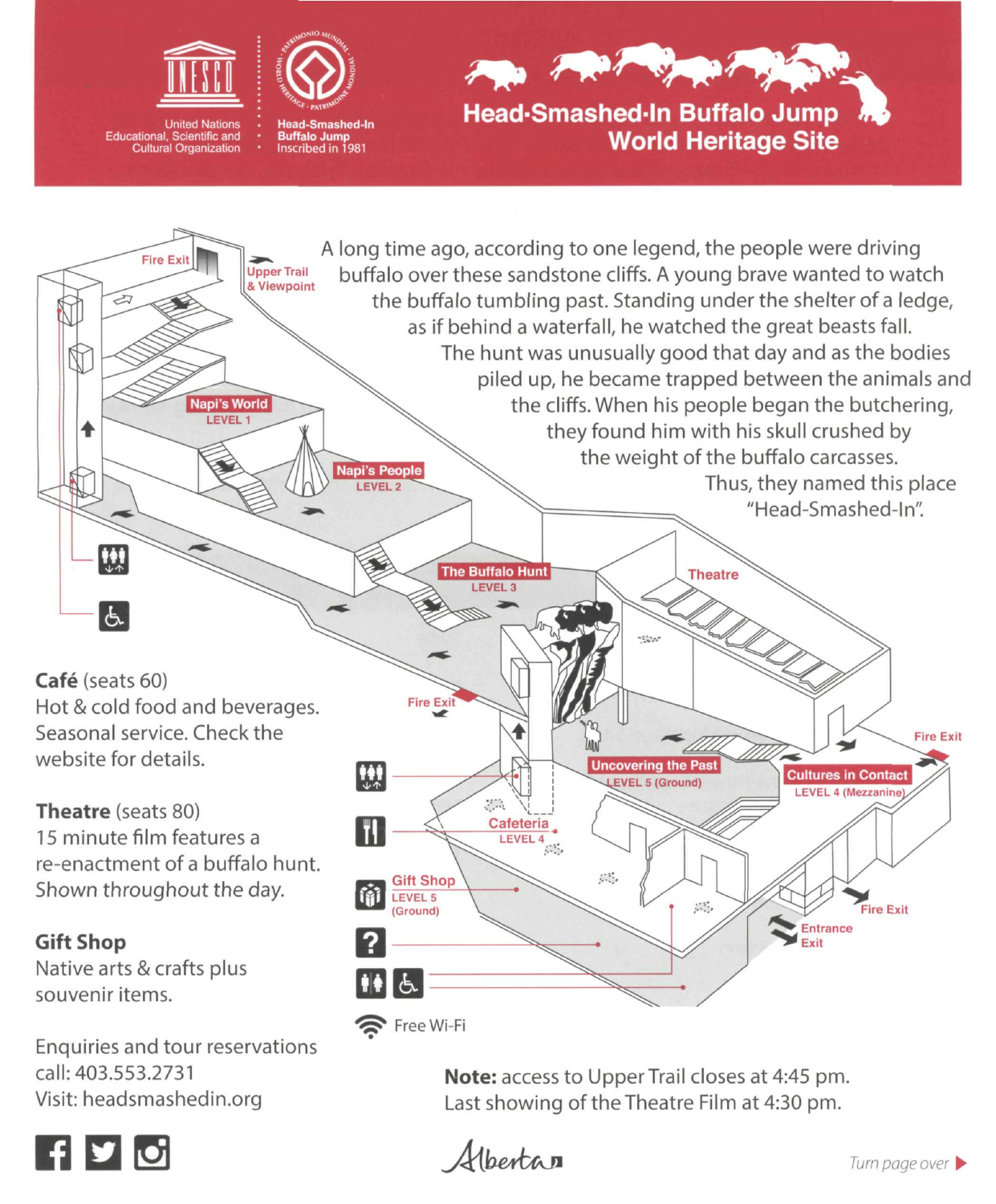United Nations Educational, Scientific and Cultural Organization

Head-Smashed-In Buffalo Jump Inscribed in 1981

# Head-Smashed-In Buffalo Jump World Heritage Site

A long time ago, according to one legend, the people were driving buffalo over these sandstone cliffs. A young brave wanted to watch the buffalo tumbling past. Standing under the shelter of a ledge, as if behind a waterfall, he watched the great beasts fall. The hunt was unusually good that day and as the bodies piled up, he became trapped between the animals and the cliffs. When his people began the butchering, they found him with his skull crushed by the weight of the buffalo carcasses. Thus, they named this place "Head-Smashed-In".

Fire Exit

Upper Trail & Viewpoint

Napi's World LEVEL 1

Napi's People LEVEL 2

The Buffalo Hunt LEVEL 3

Theatre

Fire Exit

Uncovering the Past LEVEL 5 (Ground)

Cultures in Contact LEVEL 4 (Mezzanine)

Fire Exit

Cafeteria LEVEL 4

Gift Shop LEVEL 5 (Ground)

Fire Exit

Entrance Exit

Free Wi-Fi

**Café** (seats 60)
Hot & cold food and beverages. Seasonal service. Check the website for details.

**Theatre** (seats 80)
15 minute film features a re-enactment of a buffalo hunt. Shown throughout the day.

**Gift Shop**
Native arts & crafts plus souvenir items.

Enquiries and tour reservations call: 403.553.2731
Visit: headsmashedin.org

**Note:** access to Upper Trail closes at 4:45 pm.
Last showing of the Theatre Film at 4:30 pm.

Alberta

Turn page over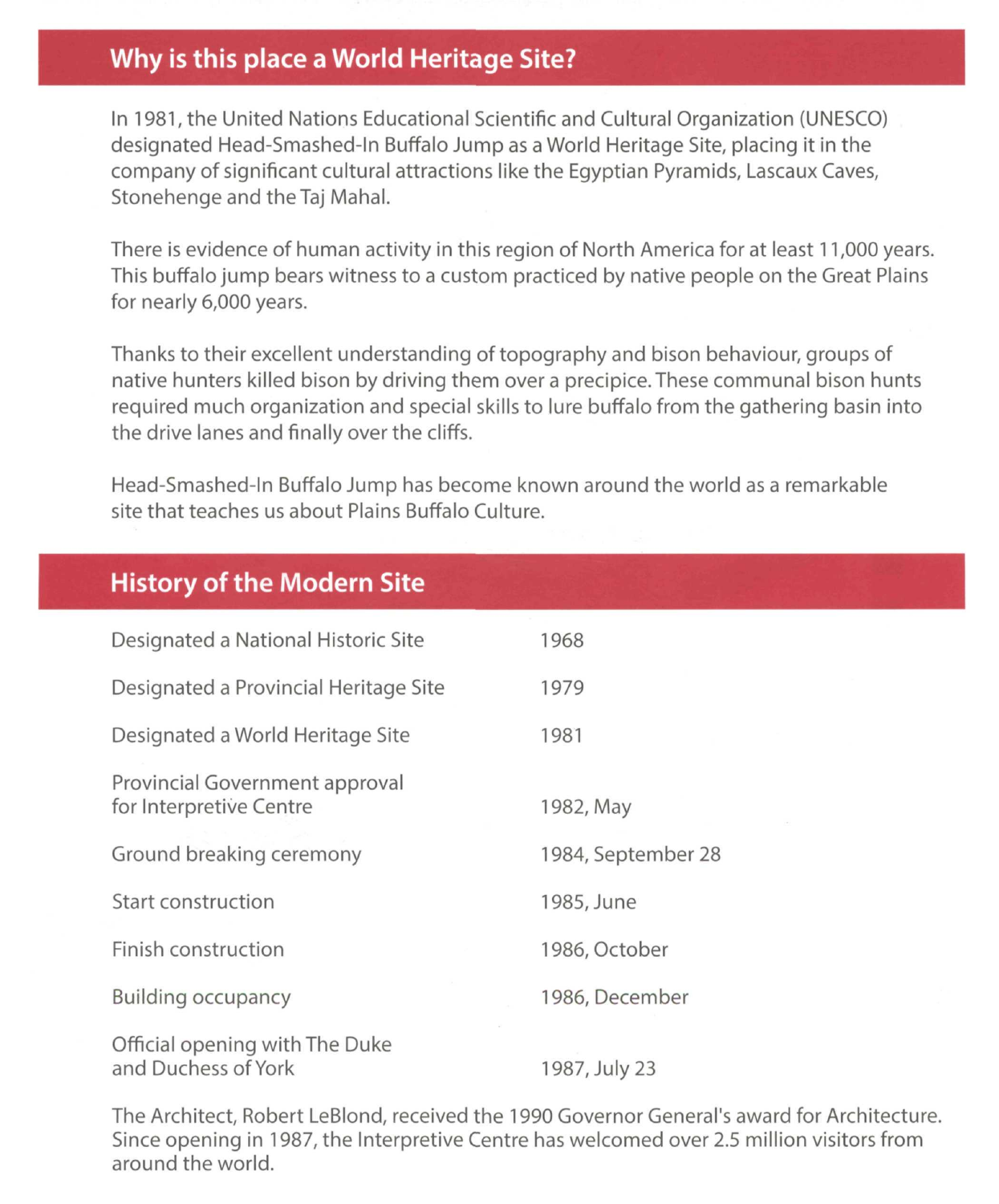## Why is this place a World Heritage Site?

In 1981, the United Nations Educational Scientific and Cultural Organization (UNESCO) designated Head-Smashed-In Buffalo Jump as a World Heritage Site, placing it in the company of significant cultural attractions like the Egyptian Pyramids, Lascaux Caves, Stonehenge and the Taj Mahal.

There is evidence of human activity in this region of North America for at least 11,000 years. This buffalo jump bears witness to a custom practiced by native people on the Great Plains for nearly 6,000 years.

Thanks to their excellent understanding of topography and bison behaviour, groups of native hunters killed bison by driving them over a precipice. These communal bison hunts required much organization and special skills to lure buffalo from the gathering basin into the drive lanes and finally over the cliffs.

Head-Smashed-In Buffalo Jump has become known around the world as a remarkable site that teaches us about Plains Buffalo Culture.

## History of the Modern Site

| | |
|---|---|
| Designated a National Historic Site | 1968 |
| Designated a Provincial Heritage Site | 1979 |
| Designated a World Heritage Site | 1981 |
| Provincial Government approval for Interpretive Centre | 1982, May |
| Ground breaking ceremony | 1984, September 28 |
| Start construction | 1985, June |
| Finish construction | 1986, October |
| Building occupancy | 1986, December |
| Official opening with The Duke and Duchess of York | 1987, July 23 |

The Architect, Robert LeBlond, received the 1990 Governor General's award for Architecture. Since opening in 1987, the Interpretive Centre has welcomed over 2.5 million visitors from around the world.